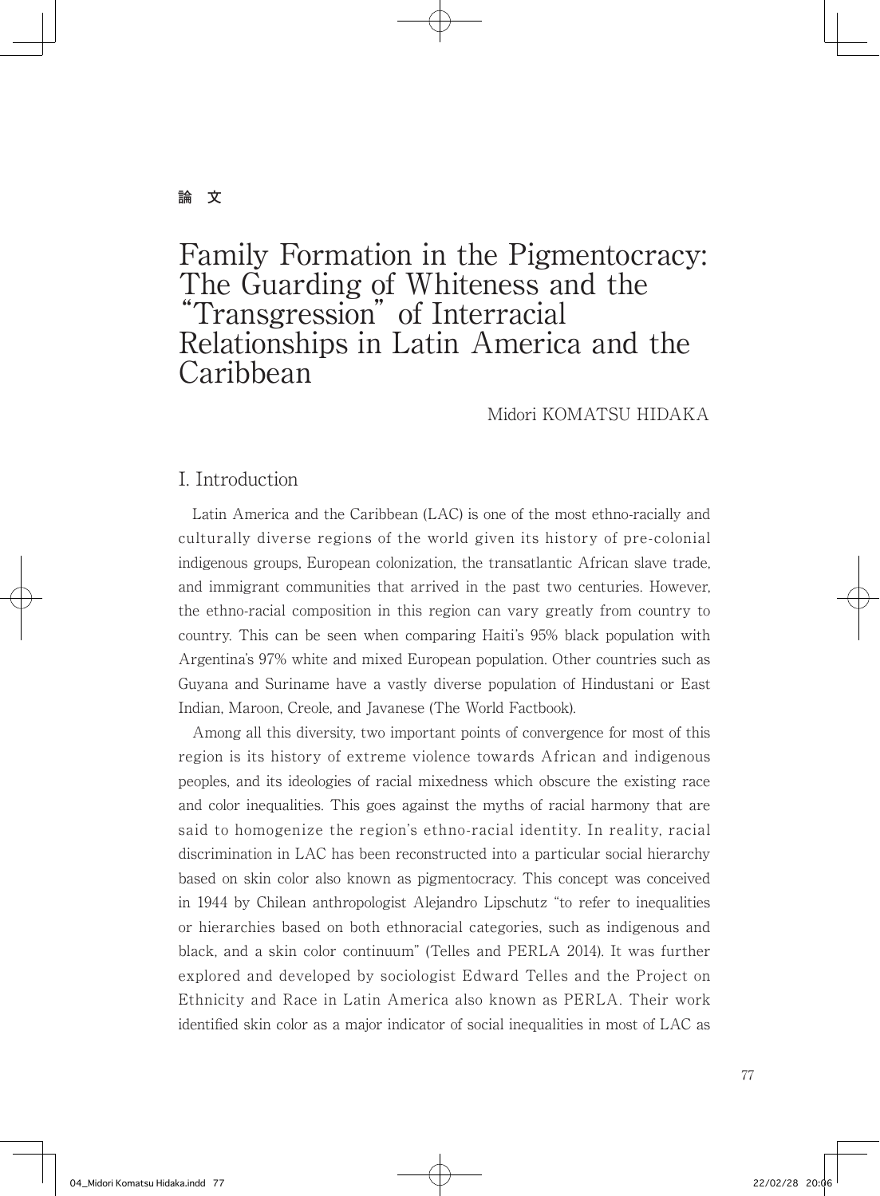論　文

# Family Formation in the Pigmentocracy: The Guarding of Whiteness and the "Transgression" of Interracial Relationships in Latin America and the Caribbean

Midori KOMATSU HIDAKA

## I. Introduction

Latin America and the Caribbean (LAC) is one of the most ethno-racially and culturally diverse regions of the world given its history of pre-colonial indigenous groups, European colonization, the transatlantic African slave trade, and immigrant communities that arrived in the past two centuries. However, the ethno-racial composition in this region can vary greatly from country to country. This can be seen when comparing Haiti's 95% black population with Argentina's 97% white and mixed European population. Other countries such as Guyana and Suriname have a vastly diverse population of Hindustani or East Indian, Maroon, Creole, and Javanese (The World Factbook).

Among all this diversity, two important points of convergence for most of this region is its history of extreme violence towards African and indigenous peoples, and its ideologies of racial mixedness which obscure the existing race and color inequalities. This goes against the myths of racial harmony that are said to homogenize the region's ethno-racial identity. In reality, racial discrimination in LAC has been reconstructed into a particular social hierarchy based on skin color also known as pigmentocracy. This concept was conceived in 1944 by Chilean anthropologist Alejandro Lipschutz "to refer to inequalities or hierarchies based on both ethnoracial categories, such as indigenous and black, and a skin color continuum" (Telles and PERLA 2014). It was further explored and developed by sociologist Edward Telles and the Project on Ethnicity and Race in Latin America also known as PERLA. Their work identified skin color as a major indicator of social inequalities in most of LAC as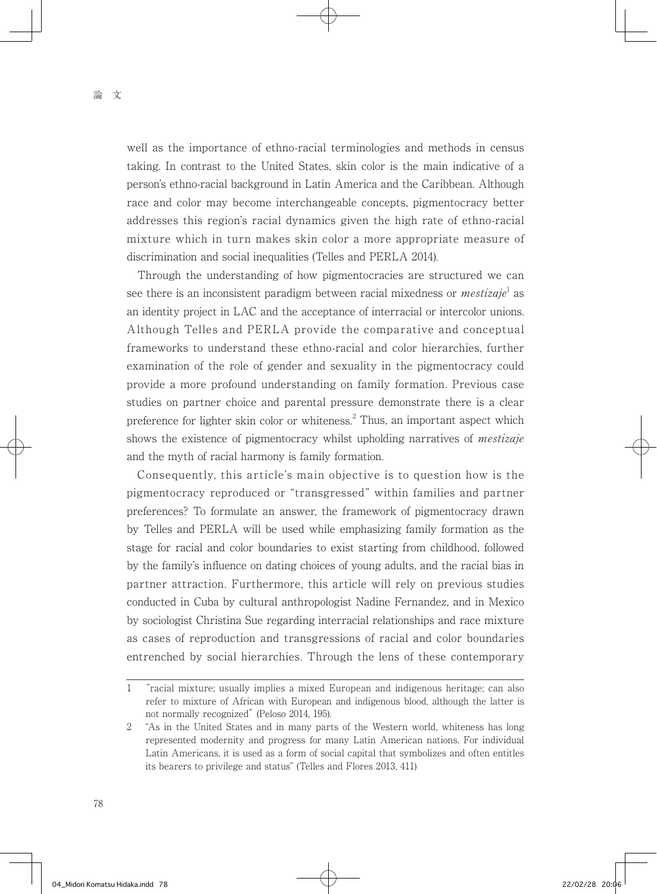well as the importance of ethno-racial terminologies and methods in census taking. In contrast to the United States, skin color is the main indicative of a person's ethno-racial background in Latin America and the Caribbean. Although race and color may become interchangeable concepts, pigmentocracy better addresses this region's racial dynamics given the high rate of ethno-racial mixture which in turn makes skin color a more appropriate measure of discrimination and social inequalities (Telles and PERLA 2014).

Through the understanding of how pigmentocracies are structured we can see there is an inconsistent paradigm between racial mixedness or *mestizaje*[1] as an identity project in LAC and the acceptance of interracial or intercolor unions. Although Telles and PERLA provide the comparative and conceptual frameworks to understand these ethno-racial and color hierarchies, further examination of the role of gender and sexuality in the pigmentocracy could provide a more profound understanding on family formation. Previous case studies on partner choice and parental pressure demonstrate there is a clear preference for lighter skin color or whiteness.[2] Thus, an important aspect which shows the existence of pigmentocracy whilst upholding narratives of *mestizaje* and the myth of racial harmony is family formation.

Consequently, this article's main objective is to question how is the pigmentocracy reproduced or "transgressed" within families and partner preferences? To formulate an answer, the framework of pigmentocracy drawn by Telles and PERLA will be used while emphasizing family formation as the stage for racial and color boundaries to exist starting from childhood, followed by the family's influence on dating choices of young adults, and the racial bias in partner attraction. Furthermore, this article will rely on previous studies conducted in Cuba by cultural anthropologist Nadine Fernandez, and in Mexico by sociologist Christina Sue regarding interracial relationships and race mixture as cases of reproduction and transgressions of racial and color boundaries entrenched by social hierarchies. Through the lens of these contemporary

---

1 "racial mixture; usually implies a mixed European and indigenous heritage; can also refer to mixture of African with European and indigenous blood, although the latter is not normally recognized" (Peloso 2014, 195).

2 "As in the United States and in many parts of the Western world, whiteness has long represented modernity and progress for many Latin American nations. For individual Latin Americans, it is used as a form of social capital that symbolizes and often entitles its bearers to privilege and status" (Telles and Flores 2013, 411)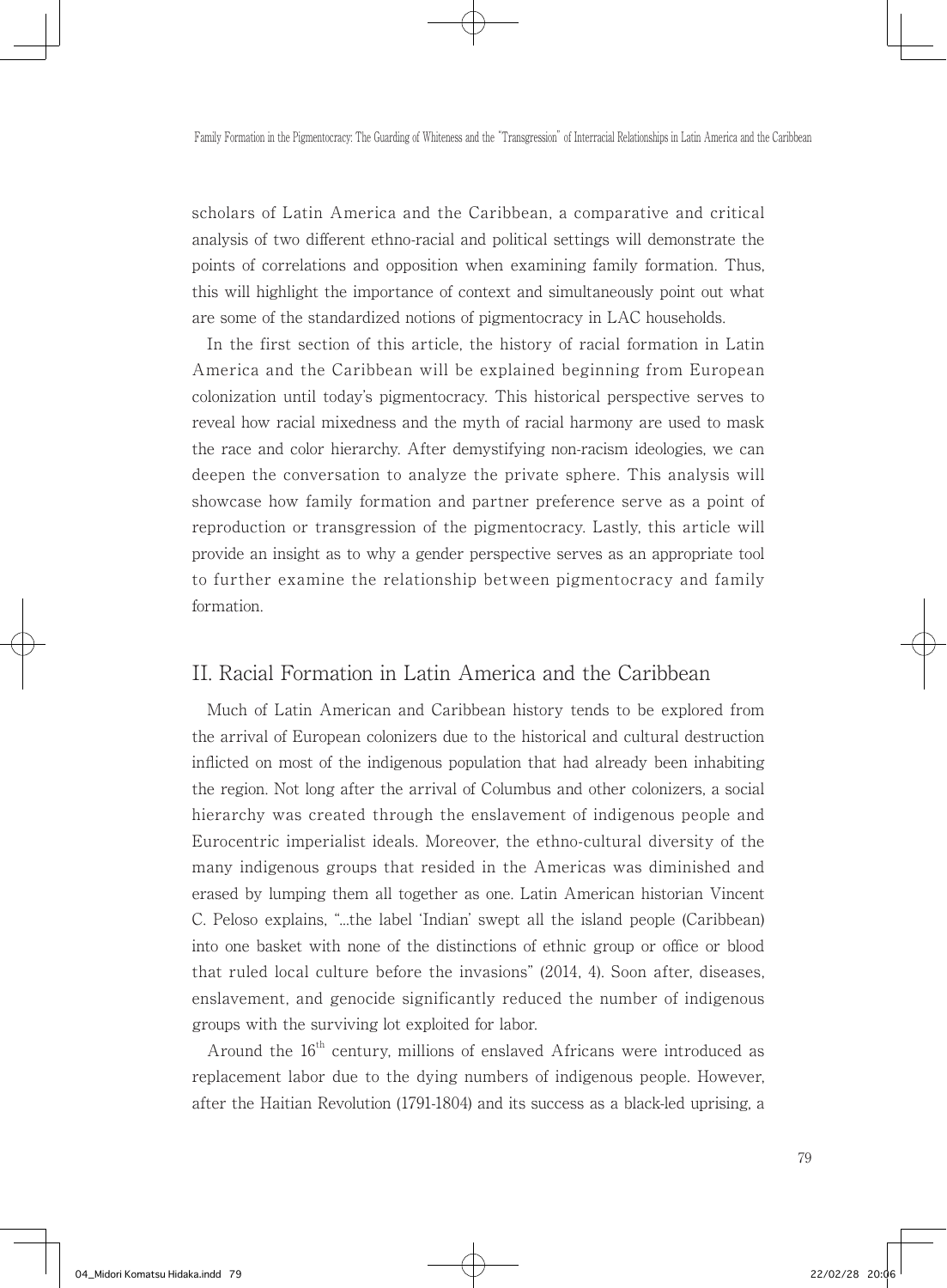scholars of Latin America and the Caribbean, a comparative and critical analysis of two different ethno-racial and political settings will demonstrate the points of correlations and opposition when examining family formation. Thus, this will highlight the importance of context and simultaneously point out what are some of the standardized notions of pigmentocracy in LAC households.

In the first section of this article, the history of racial formation in Latin America and the Caribbean will be explained beginning from European colonization until today's pigmentocracy. This historical perspective serves to reveal how racial mixedness and the myth of racial harmony are used to mask the race and color hierarchy. After demystifying non-racism ideologies, we can deepen the conversation to analyze the private sphere. This analysis will showcase how family formation and partner preference serve as a point of reproduction or transgression of the pigmentocracy. Lastly, this article will provide an insight as to why a gender perspective serves as an appropriate tool to further examine the relationship between pigmentocracy and family formation.

## II. Racial Formation in Latin America and the Caribbean

Much of Latin American and Caribbean history tends to be explored from the arrival of European colonizers due to the historical and cultural destruction inflicted on most of the indigenous population that had already been inhabiting the region. Not long after the arrival of Columbus and other colonizers, a social hierarchy was created through the enslavement of indigenous people and Eurocentric imperialist ideals. Moreover, the ethno-cultural diversity of the many indigenous groups that resided in the Americas was diminished and erased by lumping them all together as one. Latin American historian Vincent C. Peloso explains, "...the label 'Indian' swept all the island people (Caribbean) into one basket with none of the distinctions of ethnic group or office or blood that ruled local culture before the invasions" (2014, 4). Soon after, diseases, enslavement, and genocide significantly reduced the number of indigenous groups with the surviving lot exploited for labor.

Around the 16th century, millions of enslaved Africans were introduced as replacement labor due to the dying numbers of indigenous people. However, after the Haitian Revolution (1791-1804) and its success as a black-led uprising, a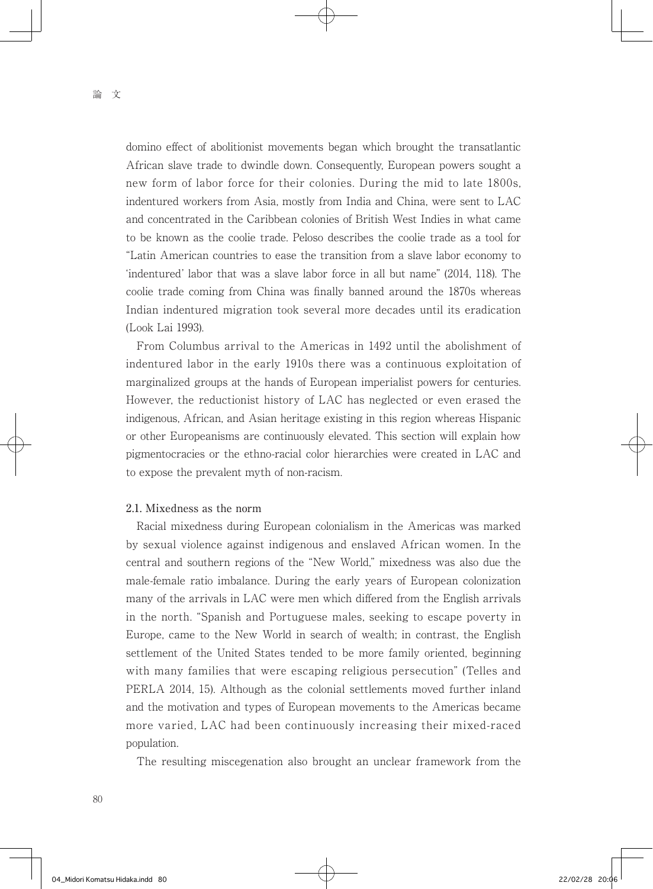domino effect of abolitionist movements began which brought the transatlantic African slave trade to dwindle down. Consequently, European powers sought a new form of labor force for their colonies. During the mid to late 1800s, indentured workers from Asia, mostly from India and China, were sent to LAC and concentrated in the Caribbean colonies of British West Indies in what came to be known as the coolie trade. Peloso describes the coolie trade as a tool for "Latin American countries to ease the transition from a slave labor economy to 'indentured' labor that was a slave labor force in all but name" (2014, 118). The coolie trade coming from China was finally banned around the 1870s whereas Indian indentured migration took several more decades until its eradication (Look Lai 1993).

From Columbus arrival to the Americas in 1492 until the abolishment of indentured labor in the early 1910s there was a continuous exploitation of marginalized groups at the hands of European imperialist powers for centuries. However, the reductionist history of LAC has neglected or even erased the indigenous, African, and Asian heritage existing in this region whereas Hispanic or other Europeanisms are continuously elevated. This section will explain how pigmentocracies or the ethno-racial color hierarchies were created in LAC and to expose the prevalent myth of non-racism.

### 2.1. Mixedness as the norm

Racial mixedness during European colonialism in the Americas was marked by sexual violence against indigenous and enslaved African women. In the central and southern regions of the "New World," mixedness was also due the male-female ratio imbalance. During the early years of European colonization many of the arrivals in LAC were men which differed from the English arrivals in the north. "Spanish and Portuguese males, seeking to escape poverty in Europe, came to the New World in search of wealth; in contrast, the English settlement of the United States tended to be more family oriented, beginning with many families that were escaping religious persecution" (Telles and PERLA 2014, 15). Although as the colonial settlements moved further inland and the motivation and types of European movements to the Americas became more varied, LAC had been continuously increasing their mixed-raced population.

The resulting miscegenation also brought an unclear framework from the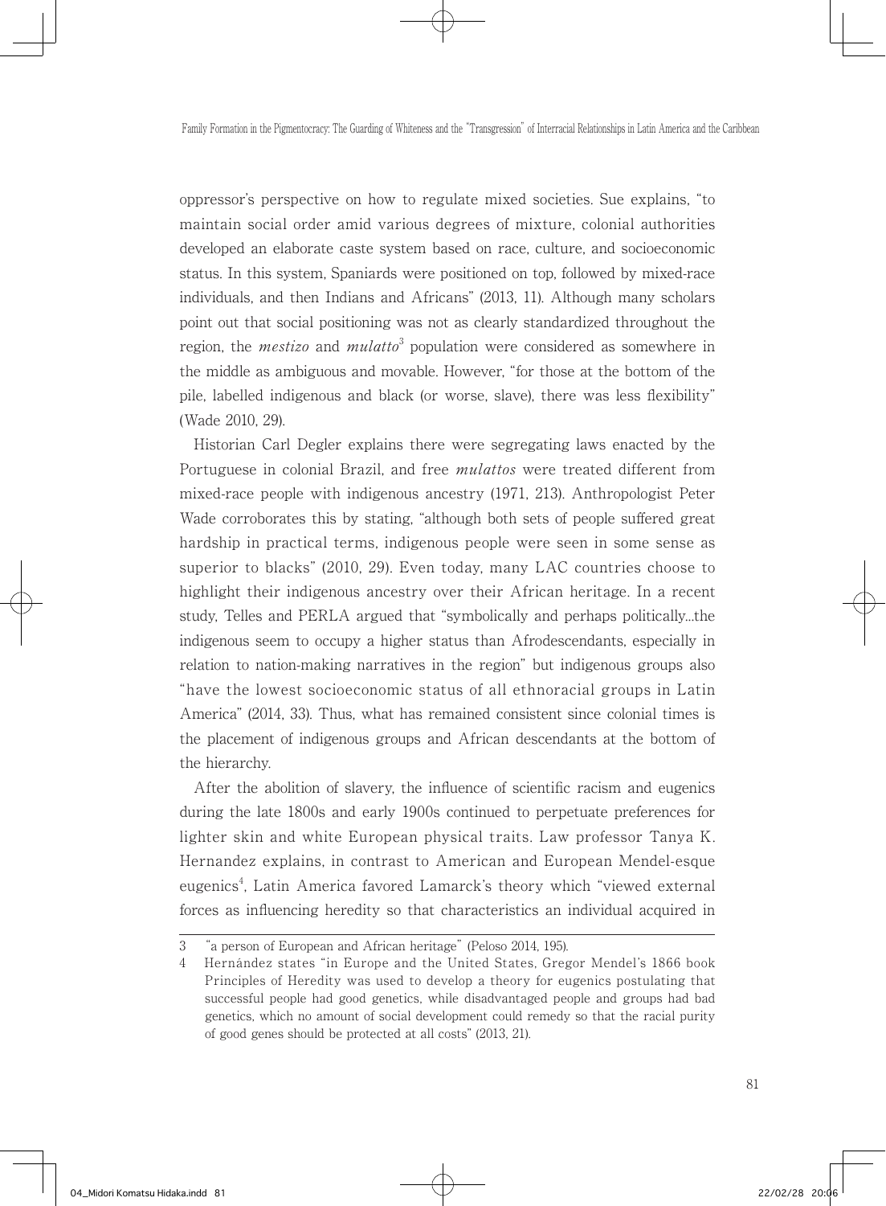oppressor's perspective on how to regulate mixed societies. Sue explains, "to maintain social order amid various degrees of mixture, colonial authorities developed an elaborate caste system based on race, culture, and socioeconomic status. In this system, Spaniards were positioned on top, followed by mixed-race individuals, and then Indians and Africans" (2013, 11). Although many scholars point out that social positioning was not as clearly standardized throughout the region, the *mestizo* and *mulatto*[3] population were considered as somewhere in the middle as ambiguous and movable. However, "for those at the bottom of the pile, labelled indigenous and black (or worse, slave), there was less flexibility" (Wade 2010, 29).

Historian Carl Degler explains there were segregating laws enacted by the Portuguese in colonial Brazil, and free *mulattos* were treated different from mixed-race people with indigenous ancestry (1971, 213). Anthropologist Peter Wade corroborates this by stating, "although both sets of people suffered great hardship in practical terms, indigenous people were seen in some sense as superior to blacks" (2010, 29). Even today, many LAC countries choose to highlight their indigenous ancestry over their African heritage. In a recent study, Telles and PERLA argued that "symbolically and perhaps politically...the indigenous seem to occupy a higher status than Afrodescendants, especially in relation to nation-making narratives in the region" but indigenous groups also "have the lowest socioeconomic status of all ethnoracial groups in Latin America" (2014, 33). Thus, what has remained consistent since colonial times is the placement of indigenous groups and African descendants at the bottom of the hierarchy.

After the abolition of slavery, the influence of scientific racism and eugenics during the late 1800s and early 1900s continued to perpetuate preferences for lighter skin and white European physical traits. Law professor Tanya K. Hernandez explains, in contrast to American and European Mendel-esque eugenics[4], Latin America favored Lamarck's theory which "viewed external forces as influencing heredity so that characteristics an individual acquired in

---

3 "a person of European and African heritage" (Peloso 2014, 195).

4 Hernández states "in Europe and the United States, Gregor Mendel's 1866 book Principles of Heredity was used to develop a theory for eugenics postulating that successful people had good genetics, while disadvantaged people and groups had bad genetics, which no amount of social development could remedy so that the racial purity of good genes should be protected at all costs" (2013, 21).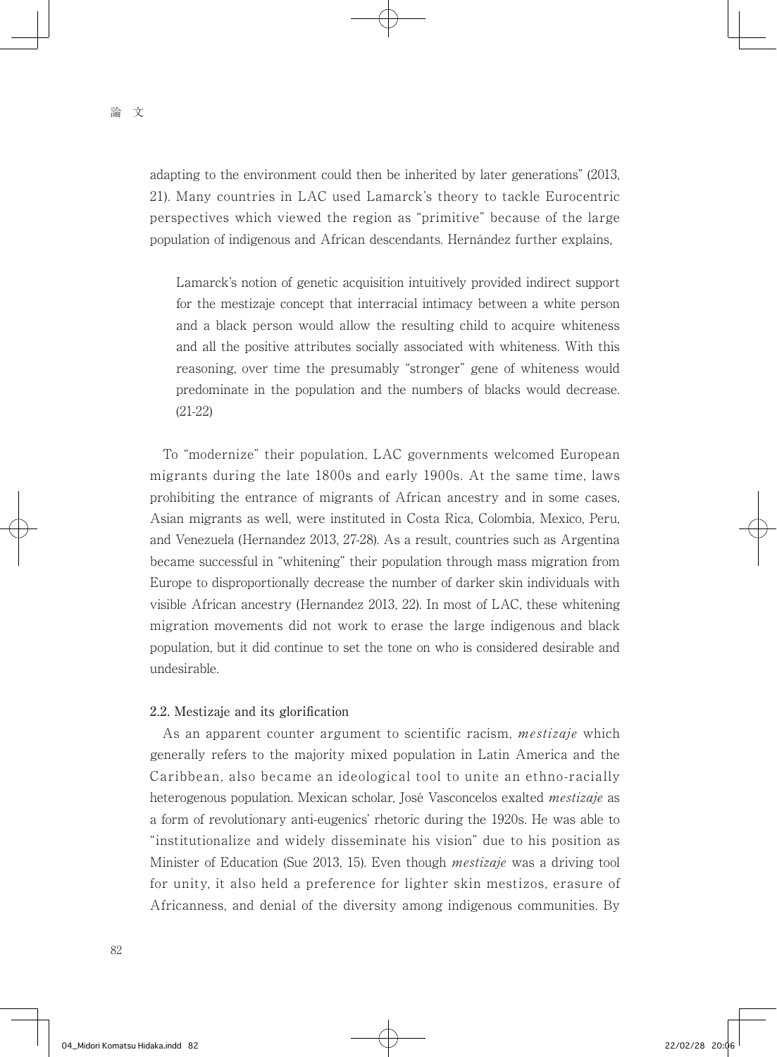adapting to the environment could then be inherited by later generations" (2013, 21). Many countries in LAC used Lamarck's theory to tackle Eurocentric perspectives which viewed the region as "primitive" because of the large population of indigenous and African descendants. Hernández further explains,

> Lamarck's notion of genetic acquisition intuitively provided indirect support for the mestizaje concept that interracial intimacy between a white person and a black person would allow the resulting child to acquire whiteness and all the positive attributes socially associated with whiteness. With this reasoning, over time the presumably "stronger" gene of whiteness would predominate in the population and the numbers of blacks would decrease. (21-22)

To "modernize" their population, LAC governments welcomed European migrants during the late 1800s and early 1900s. At the same time, laws prohibiting the entrance of migrants of African ancestry and in some cases, Asian migrants as well, were instituted in Costa Rica, Colombia, Mexico, Peru, and Venezuela (Hernandez 2013, 27-28). As a result, countries such as Argentina became successful in "whitening" their population through mass migration from Europe to disproportionally decrease the number of darker skin individuals with visible African ancestry (Hernandez 2013, 22). In most of LAC, these whitening migration movements did not work to erase the large indigenous and black population, but it did continue to set the tone on who is considered desirable and undesirable.

### 2.2. Mestizaje and its glorification

As an apparent counter argument to scientific racism, *mestizaje* which generally refers to the majority mixed population in Latin America and the Caribbean, also became an ideological tool to unite an ethno-racially heterogenous population. Mexican scholar, José Vasconcelos exalted *mestizaje* as a form of revolutionary anti-eugenics' rhetoric during the 1920s. He was able to "institutionalize and widely disseminate his vision" due to his position as Minister of Education (Sue 2013, 15). Even though *mestizaje* was a driving tool for unity, it also held a preference for lighter skin mestizos, erasure of Africanness, and denial of the diversity among indigenous communities. By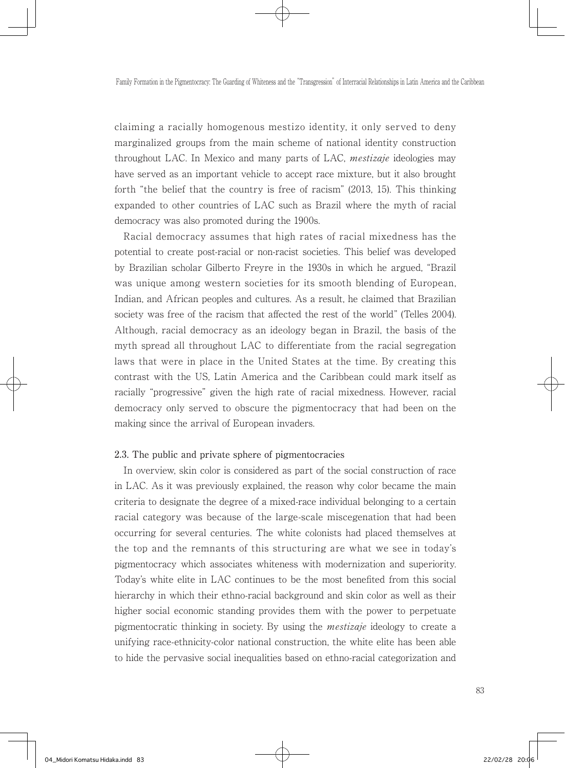claiming a racially homogenous mestizo identity, it only served to deny marginalized groups from the main scheme of national identity construction throughout LAC. In Mexico and many parts of LAC, *mestizaje* ideologies may have served as an important vehicle to accept race mixture, but it also brought forth "the belief that the country is free of racism" (2013, 15). This thinking expanded to other countries of LAC such as Brazil where the myth of racial democracy was also promoted during the 1900s.

Racial democracy assumes that high rates of racial mixedness has the potential to create post-racial or non-racist societies. This belief was developed by Brazilian scholar Gilberto Freyre in the 1930s in which he argued, "Brazil was unique among western societies for its smooth blending of European, Indian, and African peoples and cultures. As a result, he claimed that Brazilian society was free of the racism that affected the rest of the world" (Telles 2004). Although, racial democracy as an ideology began in Brazil, the basis of the myth spread all throughout LAC to differentiate from the racial segregation laws that were in place in the United States at the time. By creating this contrast with the US, Latin America and the Caribbean could mark itself as racially "progressive" given the high rate of racial mixedness. However, racial democracy only served to obscure the pigmentocracy that had been on the making since the arrival of European invaders.

### 2.3. The public and private sphere of pigmentocracies

In overview, skin color is considered as part of the social construction of race in LAC. As it was previously explained, the reason why color became the main criteria to designate the degree of a mixed-race individual belonging to a certain racial category was because of the large-scale miscegenation that had been occurring for several centuries. The white colonists had placed themselves at the top and the remnants of this structuring are what we see in today's pigmentocracy which associates whiteness with modernization and superiority. Today's white elite in LAC continues to be the most benefited from this social hierarchy in which their ethno-racial background and skin color as well as their higher social economic standing provides them with the power to perpetuate pigmentocratic thinking in society. By using the *mestizaje* ideology to create a unifying race-ethnicity-color national construction, the white elite has been able to hide the pervasive social inequalities based on ethno-racial categorization and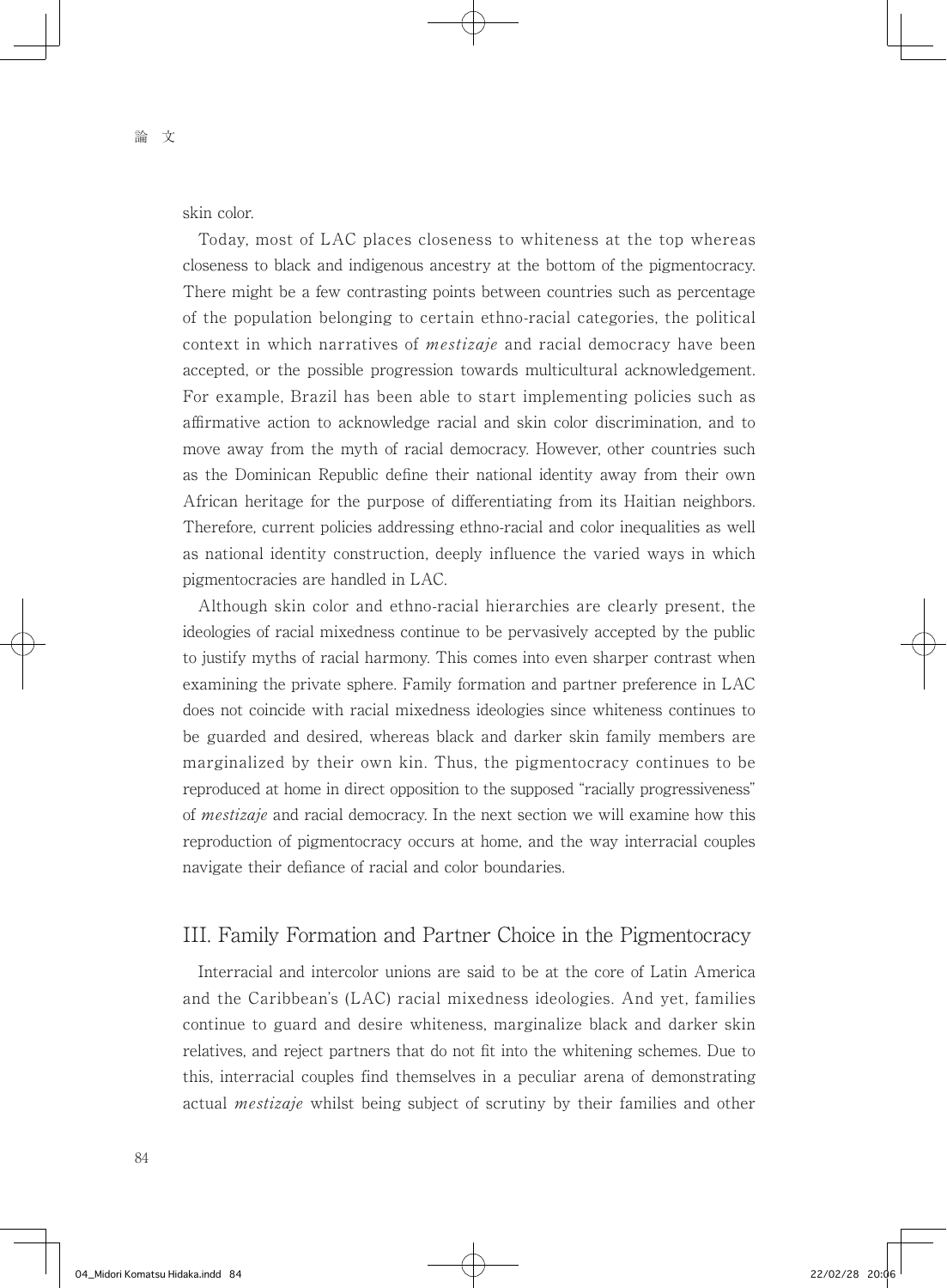skin color.

Today, most of LAC places closeness to whiteness at the top whereas closeness to black and indigenous ancestry at the bottom of the pigmentocracy. There might be a few contrasting points between countries such as percentage of the population belonging to certain ethno-racial categories, the political context in which narratives of *mestizaje* and racial democracy have been accepted, or the possible progression towards multicultural acknowledgement. For example, Brazil has been able to start implementing policies such as affirmative action to acknowledge racial and skin color discrimination, and to move away from the myth of racial democracy. However, other countries such as the Dominican Republic define their national identity away from their own African heritage for the purpose of differentiating from its Haitian neighbors. Therefore, current policies addressing ethno-racial and color inequalities as well as national identity construction, deeply influence the varied ways in which pigmentocracies are handled in LAC.

Although skin color and ethno-racial hierarchies are clearly present, the ideologies of racial mixedness continue to be pervasively accepted by the public to justify myths of racial harmony. This comes into even sharper contrast when examining the private sphere. Family formation and partner preference in LAC does not coincide with racial mixedness ideologies since whiteness continues to be guarded and desired, whereas black and darker skin family members are marginalized by their own kin. Thus, the pigmentocracy continues to be reproduced at home in direct opposition to the supposed "racially progressiveness" of *mestizaje* and racial democracy. In the next section we will examine how this reproduction of pigmentocracy occurs at home, and the way interracial couples navigate their defiance of racial and color boundaries.

## III. Family Formation and Partner Choice in the Pigmentocracy

Interracial and intercolor unions are said to be at the core of Latin America and the Caribbean's (LAC) racial mixedness ideologies. And yet, families continue to guard and desire whiteness, marginalize black and darker skin relatives, and reject partners that do not fit into the whitening schemes. Due to this, interracial couples find themselves in a peculiar arena of demonstrating actual *mestizaje* whilst being subject of scrutiny by their families and other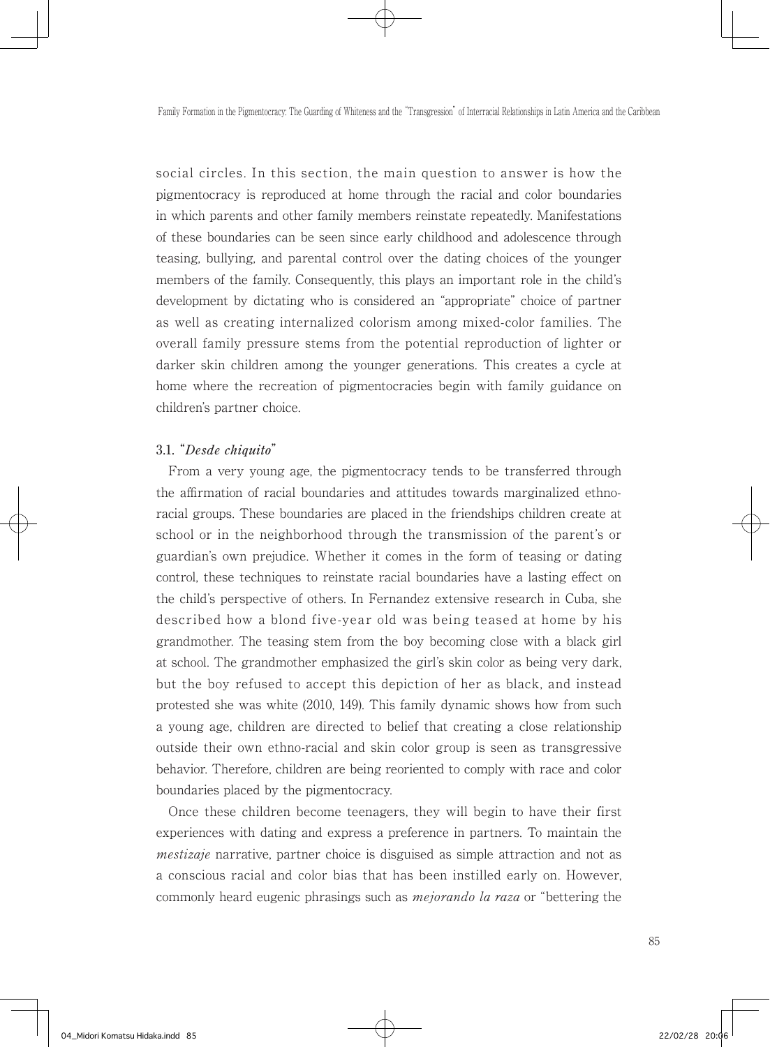social circles. In this section, the main question to answer is how the pigmentocracy is reproduced at home through the racial and color boundaries in which parents and other family members reinstate repeatedly. Manifestations of these boundaries can be seen since early childhood and adolescence through teasing, bullying, and parental control over the dating choices of the younger members of the family. Consequently, this plays an important role in the child's development by dictating who is considered an "appropriate" choice of partner as well as creating internalized colorism among mixed-color families. The overall family pressure stems from the potential reproduction of lighter or darker skin children among the younger generations. This creates a cycle at home where the recreation of pigmentocracies begin with family guidance on children's partner choice.

### 3.1. "*Desde chiquito*"

From a very young age, the pigmentocracy tends to be transferred through the affirmation of racial boundaries and attitudes towards marginalized ethno-racial groups. These boundaries are placed in the friendships children create at school or in the neighborhood through the transmission of the parent's or guardian's own prejudice. Whether it comes in the form of teasing or dating control, these techniques to reinstate racial boundaries have a lasting effect on the child's perspective of others. In Fernandez extensive research in Cuba, she described how a blond five-year old was being teased at home by his grandmother. The teasing stem from the boy becoming close with a black girl at school. The grandmother emphasized the girl's skin color as being very dark, but the boy refused to accept this depiction of her as black, and instead protested she was white (2010, 149). This family dynamic shows how from such a young age, children are directed to belief that creating a close relationship outside their own ethno-racial and skin color group is seen as transgressive behavior. Therefore, children are being reoriented to comply with race and color boundaries placed by the pigmentocracy.

Once these children become teenagers, they will begin to have their first experiences with dating and express a preference in partners. To maintain the *mestizaje* narrative, partner choice is disguised as simple attraction and not as a conscious racial and color bias that has been instilled early on. However, commonly heard eugenic phrasings such as *mejorando la raza* or "bettering the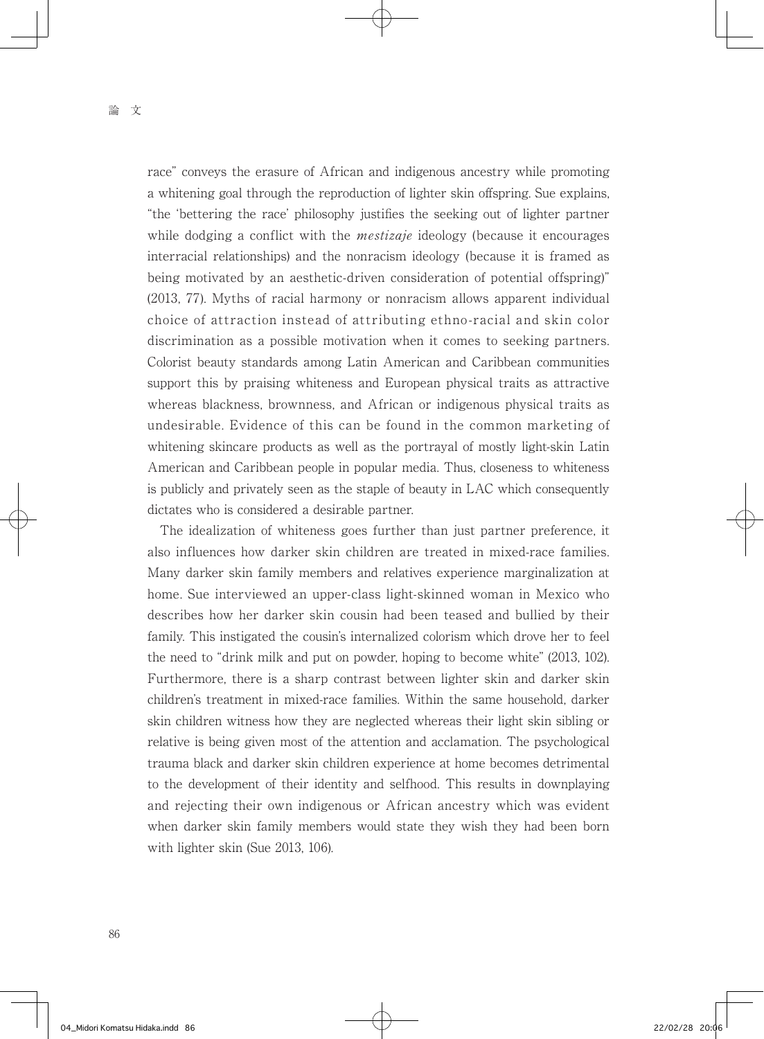race" conveys the erasure of African and indigenous ancestry while promoting a whitening goal through the reproduction of lighter skin offspring. Sue explains, "the 'bettering the race' philosophy justifies the seeking out of lighter partner while dodging a conflict with the *mestizaje* ideology (because it encourages interracial relationships) and the nonracism ideology (because it is framed as being motivated by an aesthetic-driven consideration of potential offspring)" (2013, 77). Myths of racial harmony or nonracism allows apparent individual choice of attraction instead of attributing ethno-racial and skin color discrimination as a possible motivation when it comes to seeking partners. Colorist beauty standards among Latin American and Caribbean communities support this by praising whiteness and European physical traits as attractive whereas blackness, brownness, and African or indigenous physical traits as undesirable. Evidence of this can be found in the common marketing of whitening skincare products as well as the portrayal of mostly light-skin Latin American and Caribbean people in popular media. Thus, closeness to whiteness is publicly and privately seen as the staple of beauty in LAC which consequently dictates who is considered a desirable partner.

The idealization of whiteness goes further than just partner preference, it also influences how darker skin children are treated in mixed-race families. Many darker skin family members and relatives experience marginalization at home. Sue interviewed an upper-class light-skinned woman in Mexico who describes how her darker skin cousin had been teased and bullied by their family. This instigated the cousin's internalized colorism which drove her to feel the need to "drink milk and put on powder, hoping to become white" (2013, 102). Furthermore, there is a sharp contrast between lighter skin and darker skin children's treatment in mixed-race families. Within the same household, darker skin children witness how they are neglected whereas their light skin sibling or relative is being given most of the attention and acclamation. The psychological trauma black and darker skin children experience at home becomes detrimental to the development of their identity and selfhood. This results in downplaying and rejecting their own indigenous or African ancestry which was evident when darker skin family members would state they wish they had been born with lighter skin (Sue 2013, 106).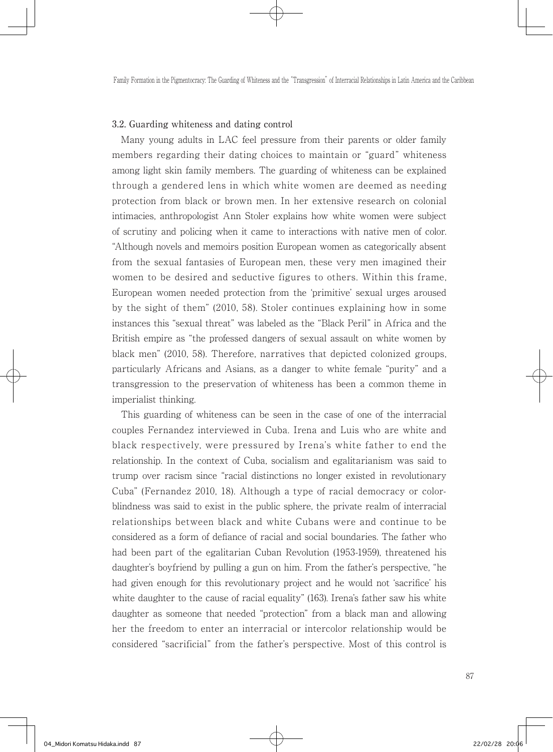### 3.2. Guarding whiteness and dating control

Many young adults in LAC feel pressure from their parents or older family members regarding their dating choices to maintain or "guard" whiteness among light skin family members. The guarding of whiteness can be explained through a gendered lens in which white women are deemed as needing protection from black or brown men. In her extensive research on colonial intimacies, anthropologist Ann Stoler explains how white women were subject of scrutiny and policing when it came to interactions with native men of color. "Although novels and memoirs position European women as categorically absent from the sexual fantasies of European men, these very men imagined their women to be desired and seductive figures to others. Within this frame, European women needed protection from the 'primitive' sexual urges aroused by the sight of them" (2010, 58). Stoler continues explaining how in some instances this "sexual threat" was labeled as the "Black Peril" in Africa and the British empire as "the professed dangers of sexual assault on white women by black men" (2010, 58). Therefore, narratives that depicted colonized groups, particularly Africans and Asians, as a danger to white female "purity" and a transgression to the preservation of whiteness has been a common theme in imperialist thinking.

This guarding of whiteness can be seen in the case of one of the interracial couples Fernandez interviewed in Cuba. Irena and Luis who are white and black respectively, were pressured by Irena's white father to end the relationship. In the context of Cuba, socialism and egalitarianism was said to trump over racism since "racial distinctions no longer existed in revolutionary Cuba" (Fernandez 2010, 18). Although a type of racial democracy or color-blindness was said to exist in the public sphere, the private realm of interracial relationships between black and white Cubans were and continue to be considered as a form of defiance of racial and social boundaries. The father who had been part of the egalitarian Cuban Revolution (1953-1959), threatened his daughter's boyfriend by pulling a gun on him. From the father's perspective, "he had given enough for this revolutionary project and he would not 'sacrifice' his white daughter to the cause of racial equality" (163). Irena's father saw his white daughter as someone that needed "protection" from a black man and allowing her the freedom to enter an interracial or intercolor relationship would be considered "sacrificial" from the father's perspective. Most of this control is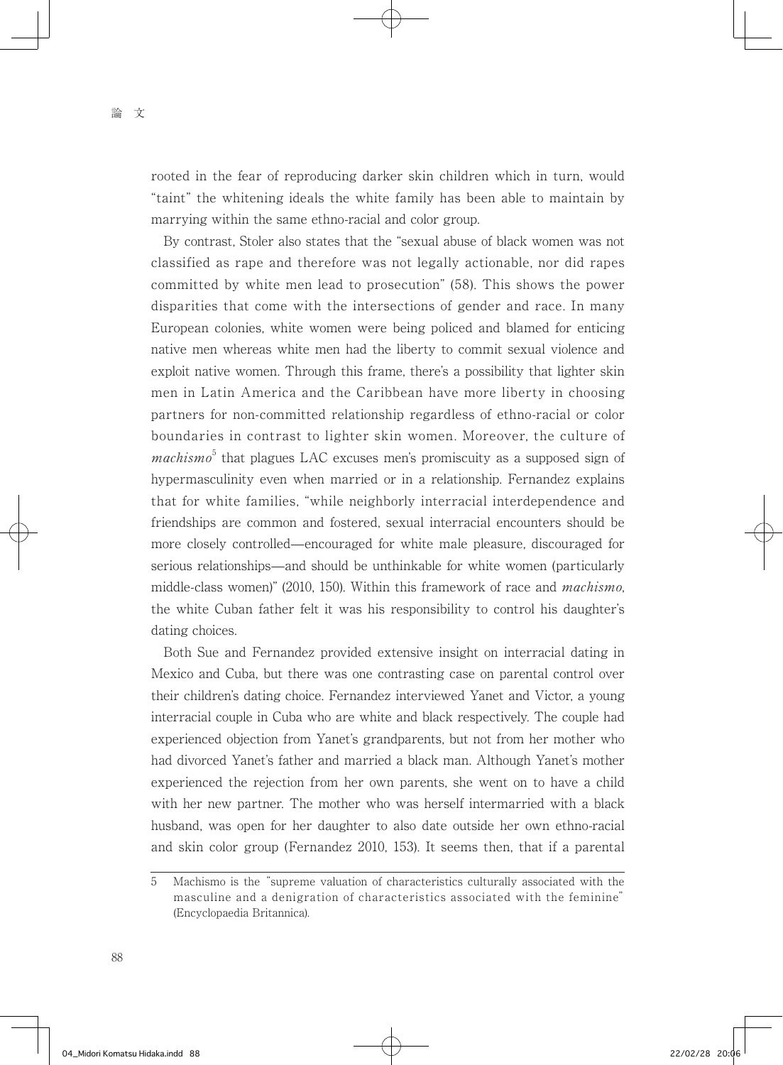rooted in the fear of reproducing darker skin children which in turn, would "taint" the whitening ideals the white family has been able to maintain by marrying within the same ethno-racial and color group.

By contrast, Stoler also states that the "sexual abuse of black women was not classified as rape and therefore was not legally actionable, nor did rapes committed by white men lead to prosecution" (58). This shows the power disparities that come with the intersections of gender and race. In many European colonies, white women were being policed and blamed for enticing native men whereas white men had the liberty to commit sexual violence and exploit native women. Through this frame, there's a possibility that lighter skin men in Latin America and the Caribbean have more liberty in choosing partners for non-committed relationship regardless of ethno-racial or color boundaries in contrast to lighter skin women. Moreover, the culture of *machismo*[5] that plagues LAC excuses men's promiscuity as a supposed sign of hypermasculinity even when married or in a relationship. Fernandez explains that for white families, "while neighborly interracial interdependence and friendships are common and fostered, sexual interracial encounters should be more closely controlled—encouraged for white male pleasure, discouraged for serious relationships—and should be unthinkable for white women (particularly middle-class women)" (2010, 150). Within this framework of race and *machismo*, the white Cuban father felt it was his responsibility to control his daughter's dating choices.

Both Sue and Fernandez provided extensive insight on interracial dating in Mexico and Cuba, but there was one contrasting case on parental control over their children's dating choice. Fernandez interviewed Yanet and Victor, a young interracial couple in Cuba who are white and black respectively. The couple had experienced objection from Yanet's grandparents, but not from her mother who had divorced Yanet's father and married a black man. Although Yanet's mother experienced the rejection from her own parents, she went on to have a child with her new partner. The mother who was herself intermarried with a black husband, was open for her daughter to also date outside her own ethno-racial and skin color group (Fernandez 2010, 153). It seems then, that if a parental

5 Machismo is the "supreme valuation of characteristics culturally associated with the masculine and a denigration of characteristics associated with the feminine" (Encyclopaedia Britannica).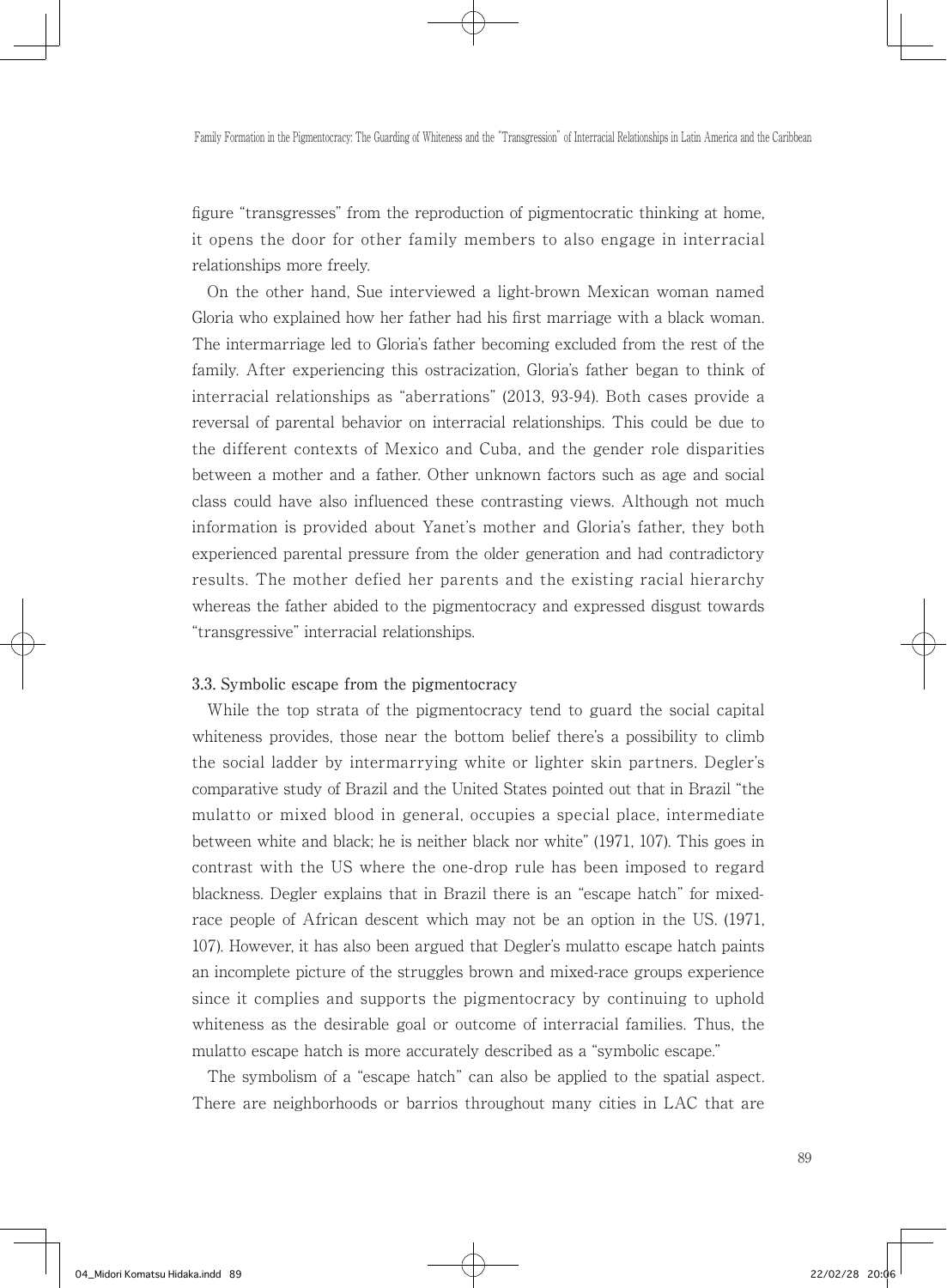figure "transgresses" from the reproduction of pigmentocratic thinking at home, it opens the door for other family members to also engage in interracial relationships more freely.

On the other hand, Sue interviewed a light-brown Mexican woman named Gloria who explained how her father had his first marriage with a black woman. The intermarriage led to Gloria's father becoming excluded from the rest of the family. After experiencing this ostracization, Gloria's father began to think of interracial relationships as "aberrations" (2013, 93-94). Both cases provide a reversal of parental behavior on interracial relationships. This could be due to the different contexts of Mexico and Cuba, and the gender role disparities between a mother and a father. Other unknown factors such as age and social class could have also influenced these contrasting views. Although not much information is provided about Yanet's mother and Gloria's father, they both experienced parental pressure from the older generation and had contradictory results. The mother defied her parents and the existing racial hierarchy whereas the father abided to the pigmentocracy and expressed disgust towards "transgressive" interracial relationships.

### 3.3. Symbolic escape from the pigmentocracy

While the top strata of the pigmentocracy tend to guard the social capital whiteness provides, those near the bottom belief there's a possibility to climb the social ladder by intermarrying white or lighter skin partners. Degler's comparative study of Brazil and the United States pointed out that in Brazil "the mulatto or mixed blood in general, occupies a special place, intermediate between white and black; he is neither black nor white" (1971, 107). This goes in contrast with the US where the one-drop rule has been imposed to regard blackness. Degler explains that in Brazil there is an "escape hatch" for mixed-race people of African descent which may not be an option in the US. (1971, 107). However, it has also been argued that Degler's mulatto escape hatch paints an incomplete picture of the struggles brown and mixed-race groups experience since it complies and supports the pigmentocracy by continuing to uphold whiteness as the desirable goal or outcome of interracial families. Thus, the mulatto escape hatch is more accurately described as a "symbolic escape."

The symbolism of a "escape hatch" can also be applied to the spatial aspect. There are neighborhoods or barrios throughout many cities in LAC that are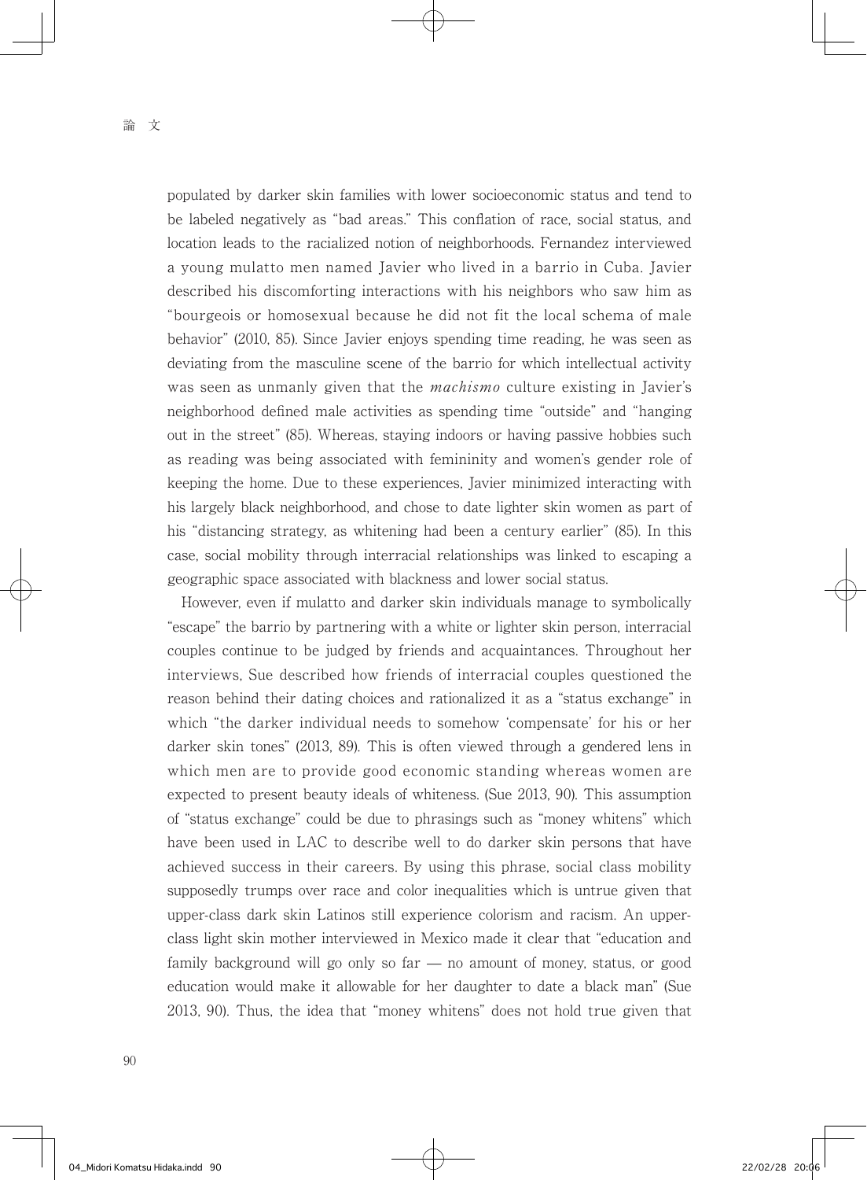populated by darker skin families with lower socioeconomic status and tend to be labeled negatively as "bad areas." This conflation of race, social status, and location leads to the racialized notion of neighborhoods. Fernandez interviewed a young mulatto men named Javier who lived in a barrio in Cuba. Javier described his discomforting interactions with his neighbors who saw him as "bourgeois or homosexual because he did not fit the local schema of male behavior" (2010, 85). Since Javier enjoys spending time reading, he was seen as deviating from the masculine scene of the barrio for which intellectual activity was seen as unmanly given that the *machismo* culture existing in Javier's neighborhood defined male activities as spending time "outside" and "hanging out in the street" (85). Whereas, staying indoors or having passive hobbies such as reading was being associated with femininity and women's gender role of keeping the home. Due to these experiences, Javier minimized interacting with his largely black neighborhood, and chose to date lighter skin women as part of his "distancing strategy, as whitening had been a century earlier" (85). In this case, social mobility through interracial relationships was linked to escaping a geographic space associated with blackness and lower social status.

However, even if mulatto and darker skin individuals manage to symbolically "escape" the barrio by partnering with a white or lighter skin person, interracial couples continue to be judged by friends and acquaintances. Throughout her interviews, Sue described how friends of interracial couples questioned the reason behind their dating choices and rationalized it as a "status exchange" in which "the darker individual needs to somehow 'compensate' for his or her darker skin tones" (2013, 89). This is often viewed through a gendered lens in which men are to provide good economic standing whereas women are expected to present beauty ideals of whiteness. (Sue 2013, 90). This assumption of "status exchange" could be due to phrasings such as "money whitens" which have been used in LAC to describe well to do darker skin persons that have achieved success in their careers. By using this phrase, social class mobility supposedly trumps over race and color inequalities which is untrue given that upper-class dark skin Latinos still experience colorism and racism. An upper-class light skin mother interviewed in Mexico made it clear that "education and family background will go only so far — no amount of money, status, or good education would make it allowable for her daughter to date a black man" (Sue 2013, 90). Thus, the idea that "money whitens" does not hold true given that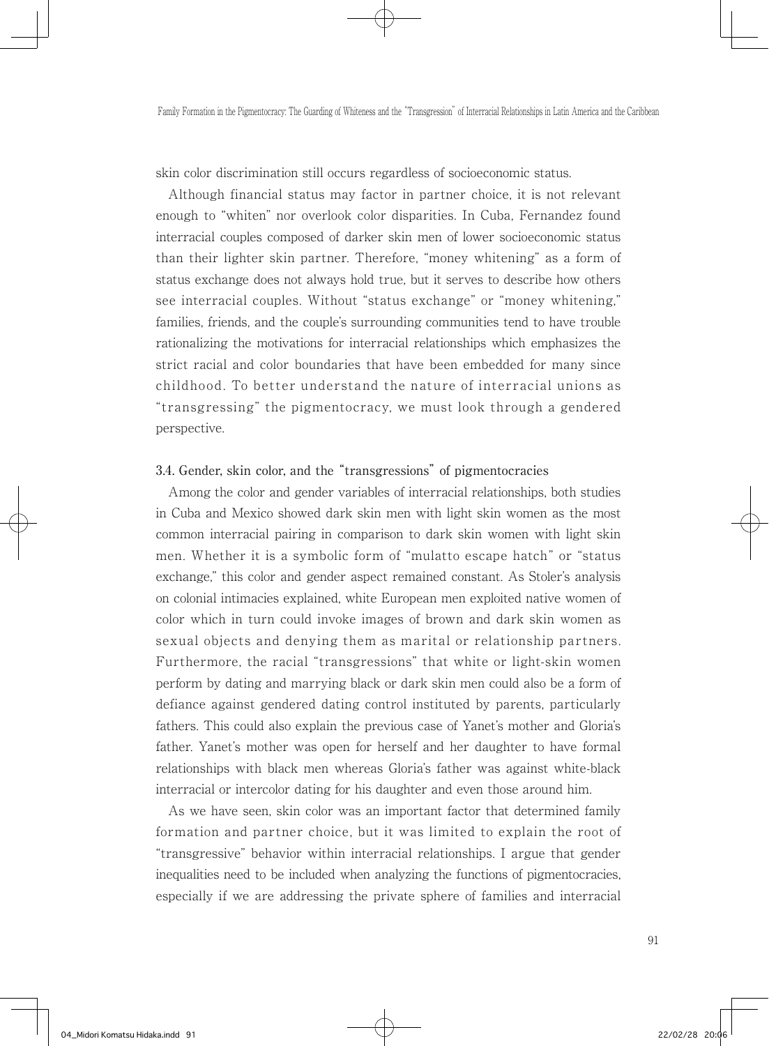skin color discrimination still occurs regardless of socioeconomic status.

Although financial status may factor in partner choice, it is not relevant enough to "whiten" nor overlook color disparities. In Cuba, Fernandez found interracial couples composed of darker skin men of lower socioeconomic status than their lighter skin partner. Therefore, "money whitening" as a form of status exchange does not always hold true, but it serves to describe how others see interracial couples. Without "status exchange" or "money whitening," families, friends, and the couple's surrounding communities tend to have trouble rationalizing the motivations for interracial relationships which emphasizes the strict racial and color boundaries that have been embedded for many since childhood. To better understand the nature of interracial unions as "transgressing" the pigmentocracy, we must look through a gendered perspective.

### 3.4. Gender, skin color, and the "transgressions" of pigmentocracies

Among the color and gender variables of interracial relationships, both studies in Cuba and Mexico showed dark skin men with light skin women as the most common interracial pairing in comparison to dark skin women with light skin men. Whether it is a symbolic form of "mulatto escape hatch" or "status exchange," this color and gender aspect remained constant. As Stoler's analysis on colonial intimacies explained, white European men exploited native women of color which in turn could invoke images of brown and dark skin women as sexual objects and denying them as marital or relationship partners. Furthermore, the racial "transgressions" that white or light-skin women perform by dating and marrying black or dark skin men could also be a form of defiance against gendered dating control instituted by parents, particularly fathers. This could also explain the previous case of Yanet's mother and Gloria's father. Yanet's mother was open for herself and her daughter to have formal relationships with black men whereas Gloria's father was against white-black interracial or intercolor dating for his daughter and even those around him.

As we have seen, skin color was an important factor that determined family formation and partner choice, but it was limited to explain the root of "transgressive" behavior within interracial relationships. I argue that gender inequalities need to be included when analyzing the functions of pigmentocracies, especially if we are addressing the private sphere of families and interracial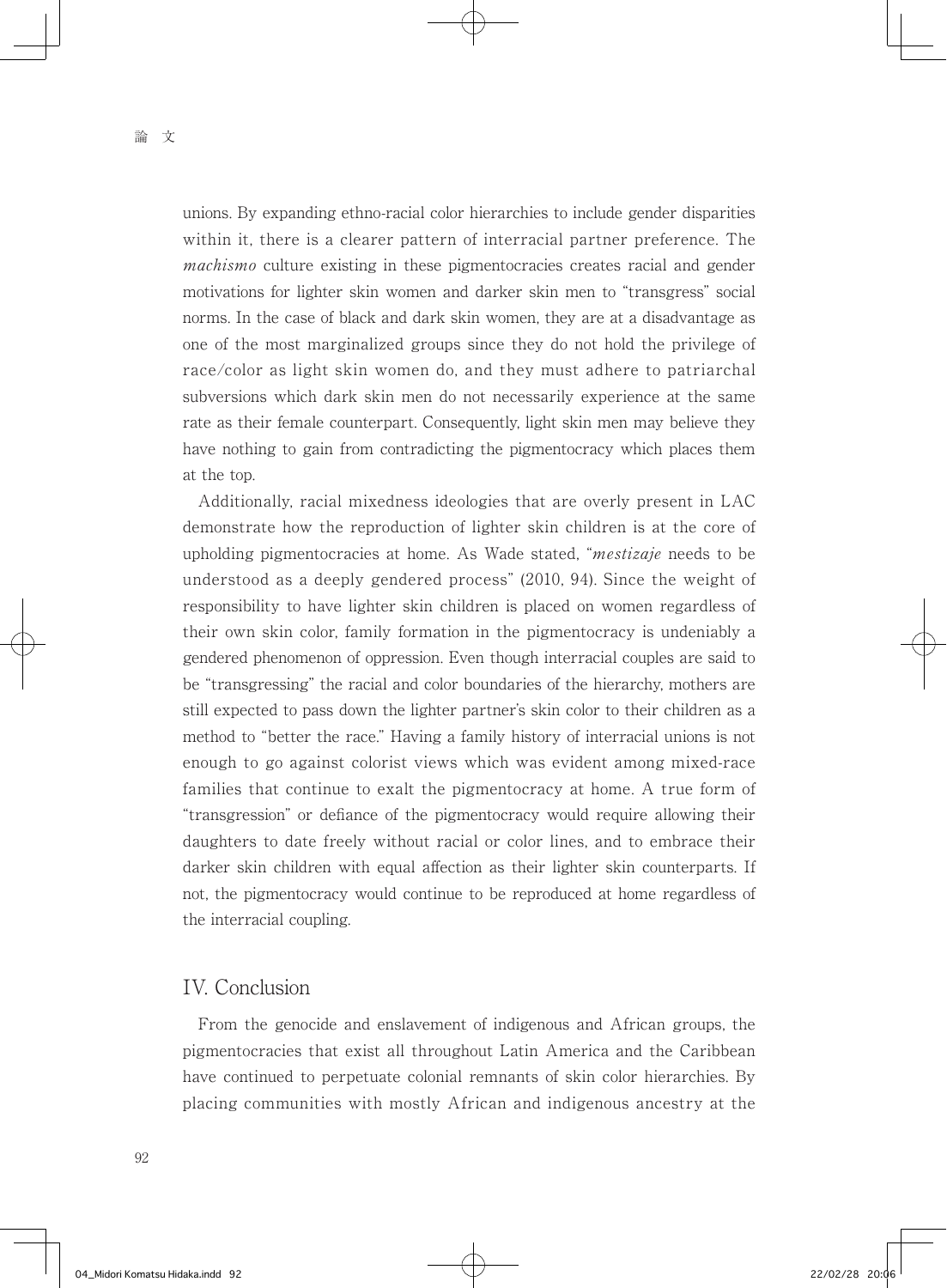unions. By expanding ethno-racial color hierarchies to include gender disparities within it, there is a clearer pattern of interracial partner preference. The *machismo* culture existing in these pigmentocracies creates racial and gender motivations for lighter skin women and darker skin men to "transgress" social norms. In the case of black and dark skin women, they are at a disadvantage as one of the most marginalized groups since they do not hold the privilege of race/color as light skin women do, and they must adhere to patriarchal subversions which dark skin men do not necessarily experience at the same rate as their female counterpart. Consequently, light skin men may believe they have nothing to gain from contradicting the pigmentocracy which places them at the top.

Additionally, racial mixedness ideologies that are overly present in LAC demonstrate how the reproduction of lighter skin children is at the core of upholding pigmentocracies at home. As Wade stated, "*mestizaje* needs to be understood as a deeply gendered process" (2010, 94). Since the weight of responsibility to have lighter skin children is placed on women regardless of their own skin color, family formation in the pigmentocracy is undeniably a gendered phenomenon of oppression. Even though interracial couples are said to be "transgressing" the racial and color boundaries of the hierarchy, mothers are still expected to pass down the lighter partner's skin color to their children as a method to "better the race." Having a family history of interracial unions is not enough to go against colorist views which was evident among mixed-race families that continue to exalt the pigmentocracy at home. A true form of "transgression" or defiance of the pigmentocracy would require allowing their daughters to date freely without racial or color lines, and to embrace their darker skin children with equal affection as their lighter skin counterparts. If not, the pigmentocracy would continue to be reproduced at home regardless of the interracial coupling.

## IV. Conclusion

From the genocide and enslavement of indigenous and African groups, the pigmentocracies that exist all throughout Latin America and the Caribbean have continued to perpetuate colonial remnants of skin color hierarchies. By placing communities with mostly African and indigenous ancestry at the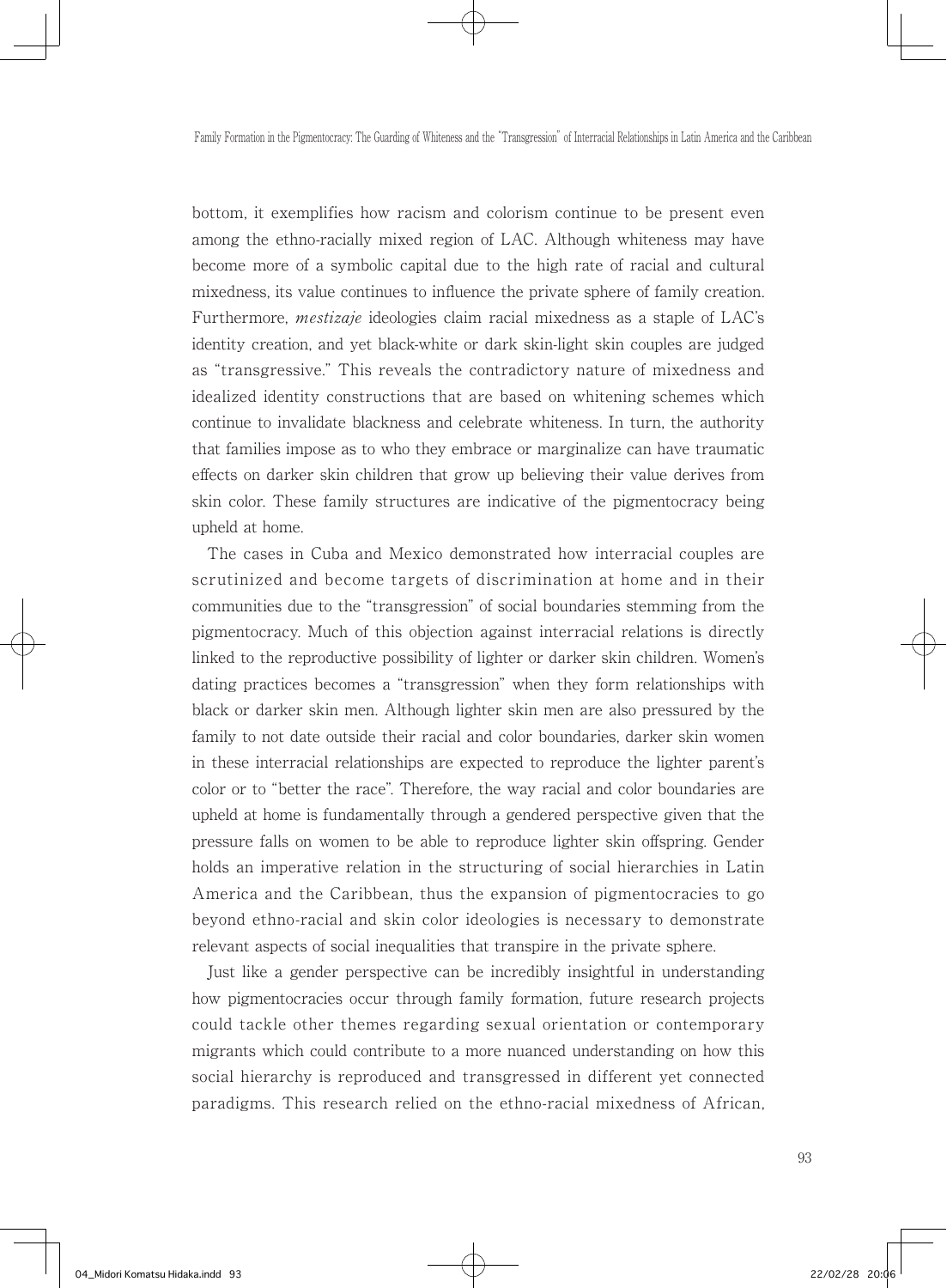bottom, it exemplifies how racism and colorism continue to be present even among the ethno-racially mixed region of LAC. Although whiteness may have become more of a symbolic capital due to the high rate of racial and cultural mixedness, its value continues to influence the private sphere of family creation. Furthermore, *mestizaje* ideologies claim racial mixedness as a staple of LAC's identity creation, and yet black-white or dark skin-light skin couples are judged as "transgressive." This reveals the contradictory nature of mixedness and idealized identity constructions that are based on whitening schemes which continue to invalidate blackness and celebrate whiteness. In turn, the authority that families impose as to who they embrace or marginalize can have traumatic effects on darker skin children that grow up believing their value derives from skin color. These family structures are indicative of the pigmentocracy being upheld at home.

The cases in Cuba and Mexico demonstrated how interracial couples are scrutinized and become targets of discrimination at home and in their communities due to the "transgression" of social boundaries stemming from the pigmentocracy. Much of this objection against interracial relations is directly linked to the reproductive possibility of lighter or darker skin children. Women's dating practices becomes a "transgression" when they form relationships with black or darker skin men. Although lighter skin men are also pressured by the family to not date outside their racial and color boundaries, darker skin women in these interracial relationships are expected to reproduce the lighter parent's color or to "better the race". Therefore, the way racial and color boundaries are upheld at home is fundamentally through a gendered perspective given that the pressure falls on women to be able to reproduce lighter skin offspring. Gender holds an imperative relation in the structuring of social hierarchies in Latin America and the Caribbean, thus the expansion of pigmentocracies to go beyond ethno-racial and skin color ideologies is necessary to demonstrate relevant aspects of social inequalities that transpire in the private sphere.

Just like a gender perspective can be incredibly insightful in understanding how pigmentocracies occur through family formation, future research projects could tackle other themes regarding sexual orientation or contemporary migrants which could contribute to a more nuanced understanding on how this social hierarchy is reproduced and transgressed in different yet connected paradigms. This research relied on the ethno-racial mixedness of African,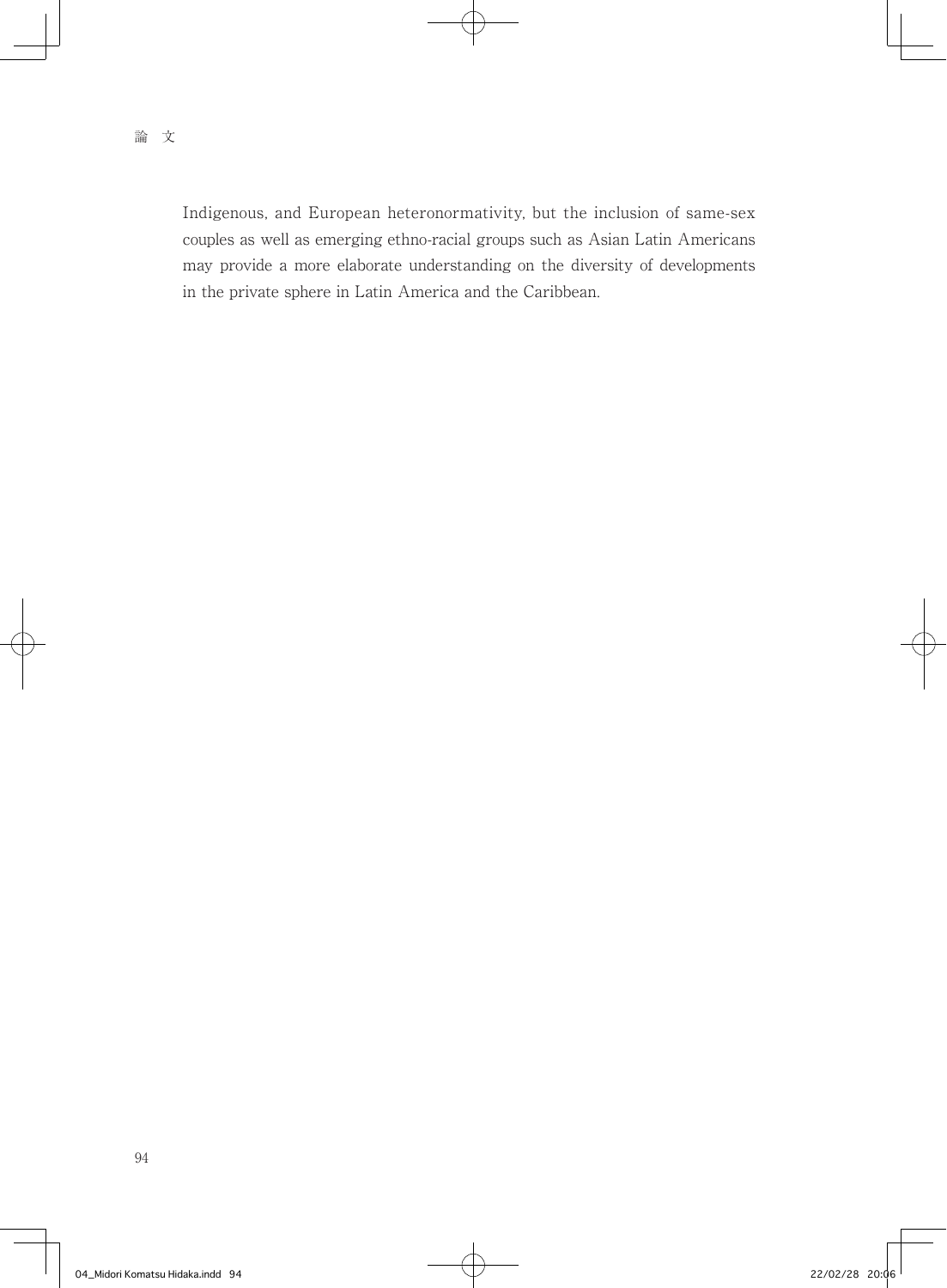Indigenous, and European heteronormativity, but the inclusion of same-sex couples as well as emerging ethno-racial groups such as Asian Latin Americans may provide a more elaborate understanding on the diversity of developments in the private sphere in Latin America and the Caribbean.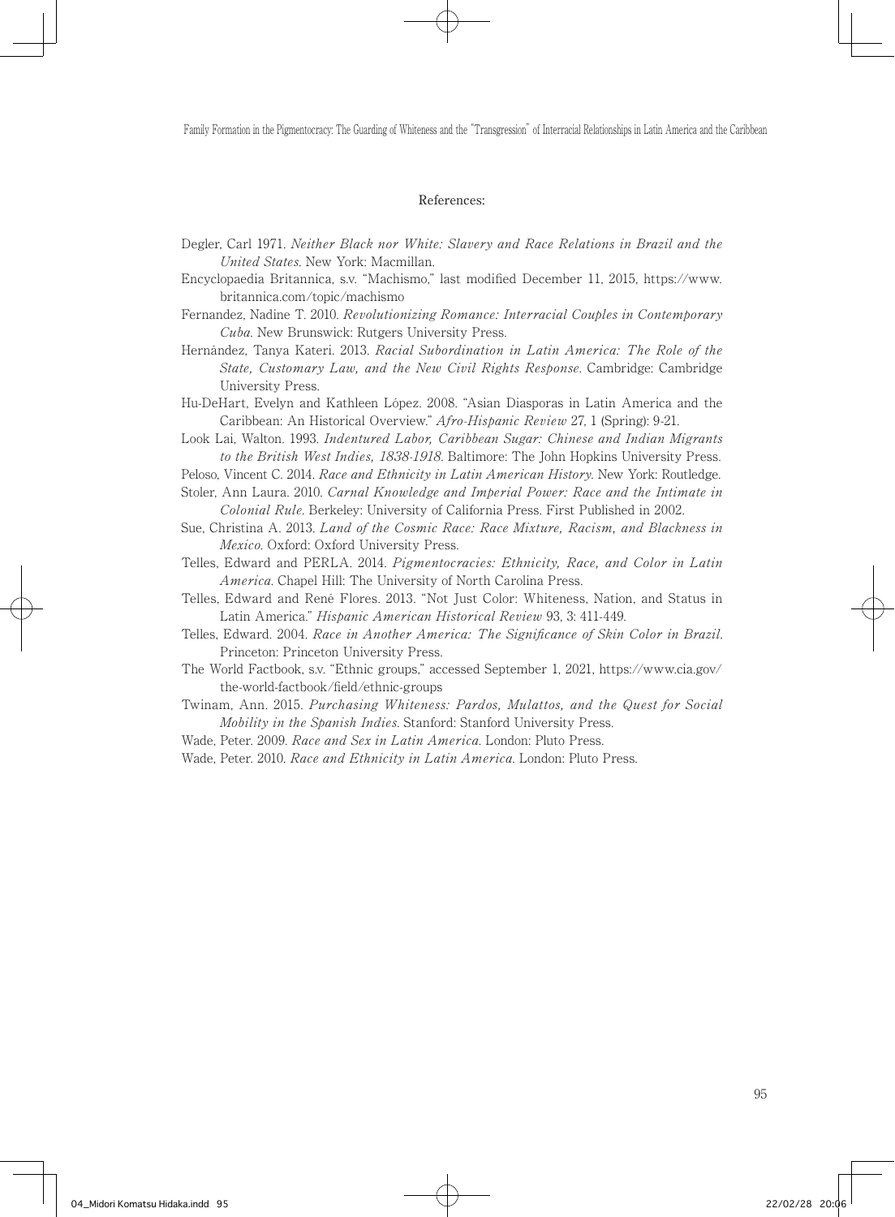## References:

Degler, Carl 1971. *Neither Black nor White: Slavery and Race Relations in Brazil and the United States*. New York: Macmillan.

Encyclopaedia Britannica, s.v. "Machismo," last modified December 11, 2015, https://www.britannica.com/topic/machismo

Fernandez, Nadine T. 2010. *Revolutionizing Romance: Interracial Couples in Contemporary Cuba*. New Brunswick: Rutgers University Press.

Hernández, Tanya Kateri. 2013. *Racial Subordination in Latin America: The Role of the State, Customary Law, and the New Civil Rights Response*. Cambridge: Cambridge University Press.

Hu-DeHart, Evelyn and Kathleen López. 2008. "Asian Diasporas in Latin America and the Caribbean: An Historical Overview." *Afro-Hispanic Review* 27, 1 (Spring): 9-21.

Look Lai, Walton. 1993. *Indentured Labor, Caribbean Sugar: Chinese and Indian Migrants to the British West Indies, 1838-1918*. Baltimore: The John Hopkins University Press.

Peloso, Vincent C. 2014. *Race and Ethnicity in Latin American History*. New York: Routledge.

Stoler, Ann Laura. 2010. *Carnal Knowledge and Imperial Power: Race and the Intimate in Colonial Rule*. Berkeley: University of California Press. First Published in 2002.

Sue, Christina A. 2013. *Land of the Cosmic Race: Race Mixture, Racism, and Blackness in Mexico*. Oxford: Oxford University Press.

Telles, Edward and PERLA. 2014. *Pigmentocracies: Ethnicity, Race, and Color in Latin America*. Chapel Hill: The University of North Carolina Press.

Telles, Edward and René Flores. 2013. "Not Just Color: Whiteness, Nation, and Status in Latin America." *Hispanic American Historical Review* 93, 3: 411-449.

Telles, Edward. 2004. *Race in Another America: The Significance of Skin Color in Brazil*. Princeton: Princeton University Press.

The World Factbook, s.v. "Ethnic groups," accessed September 1, 2021, https://www.cia.gov/the-world-factbook/field/ethnic-groups

Twinam, Ann. 2015. *Purchasing Whiteness: Pardos, Mulattos, and the Quest for Social Mobility in the Spanish Indies*. Stanford: Stanford University Press.

Wade, Peter. 2009. *Race and Sex in Latin America*. London: Pluto Press.

Wade, Peter. 2010. *Race and Ethnicity in Latin America*. London: Pluto Press.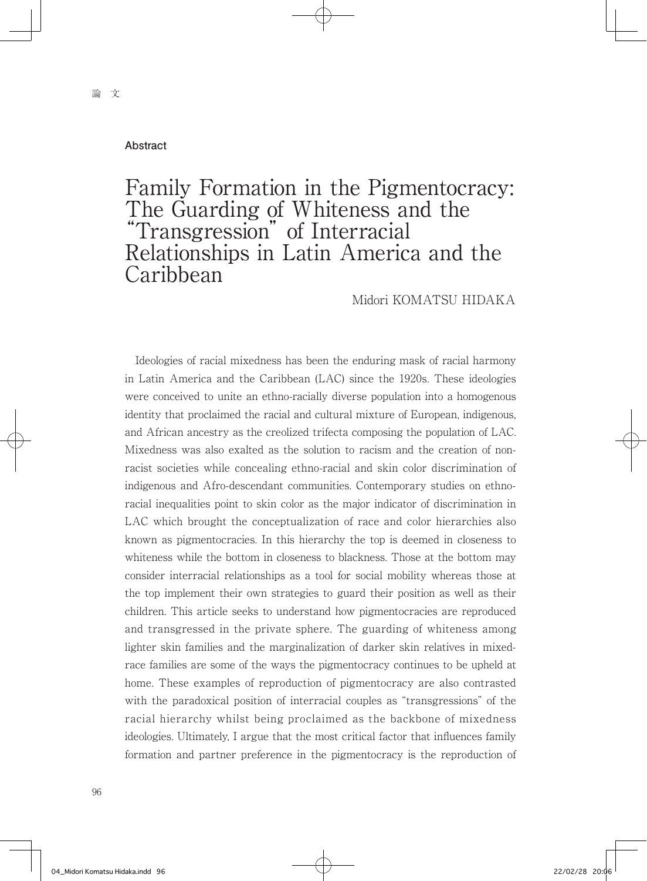## Abstract

# Family Formation in the Pigmentocracy: The Guarding of Whiteness and the "Transgression" of Interracial Relationships in Latin America and the Caribbean

Midori KOMATSU HIDAKA

Ideologies of racial mixedness has been the enduring mask of racial harmony in Latin America and the Caribbean (LAC) since the 1920s. These ideologies were conceived to unite an ethno-racially diverse population into a homogenous identity that proclaimed the racial and cultural mixture of European, indigenous, and African ancestry as the creolized trifecta composing the population of LAC. Mixedness was also exalted as the solution to racism and the creation of non-racist societies while concealing ethno-racial and skin color discrimination of indigenous and Afro-descendant communities. Contemporary studies on ethno-racial inequalities point to skin color as the major indicator of discrimination in LAC which brought the conceptualization of race and color hierarchies also known as pigmentocracies. In this hierarchy the top is deemed in closeness to whiteness while the bottom in closeness to blackness. Those at the bottom may consider interracial relationships as a tool for social mobility whereas those at the top implement their own strategies to guard their position as well as their children. This article seeks to understand how pigmentocracies are reproduced and transgressed in the private sphere. The guarding of whiteness among lighter skin families and the marginalization of darker skin relatives in mixed-race families are some of the ways the pigmentocracy continues to be upheld at home. These examples of reproduction of pigmentocracy are also contrasted with the paradoxical position of interracial couples as "transgressions" of the racial hierarchy whilst being proclaimed as the backbone of mixedness ideologies. Ultimately, I argue that the most critical factor that influences family formation and partner preference in the pigmentocracy is the reproduction of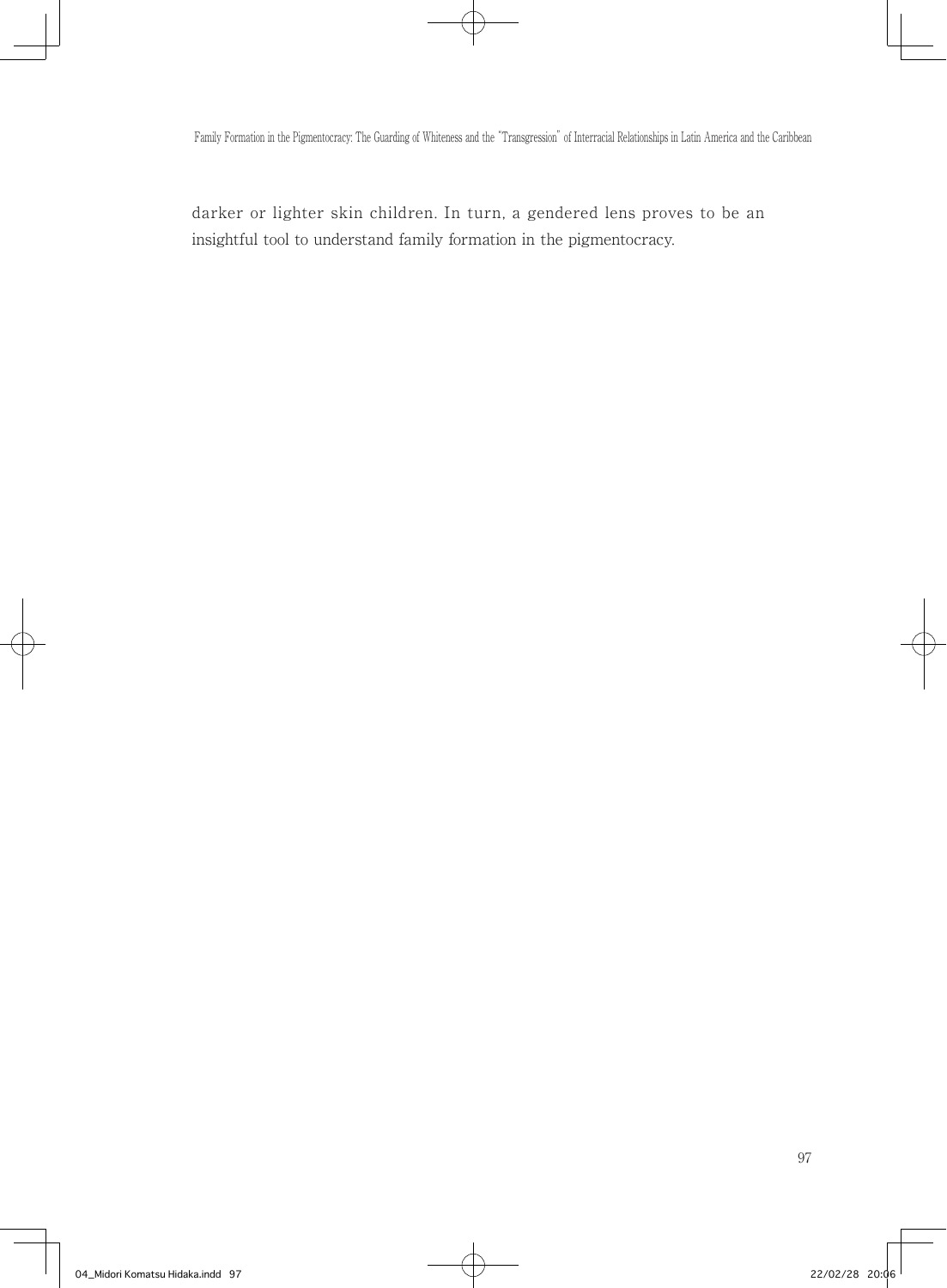darker or lighter skin children. In turn, a gendered lens proves to be an insightful tool to understand family formation in the pigmentocracy.